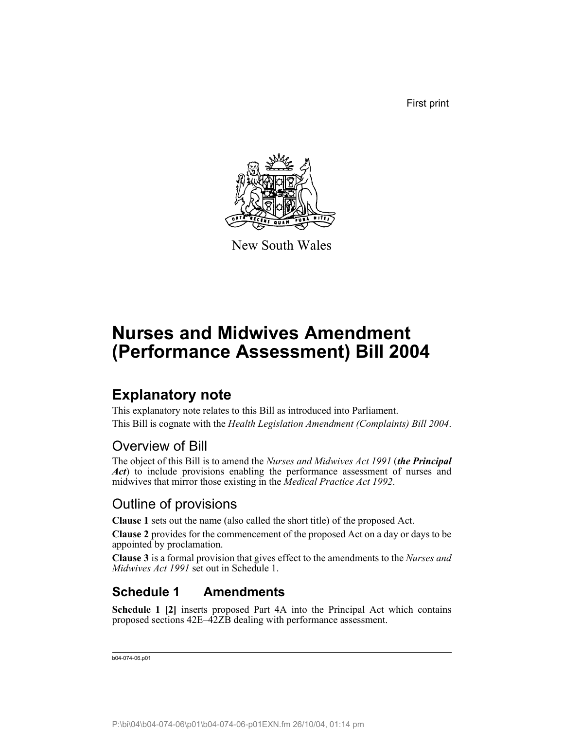First print

New South Wales

# Nurses and Midwives Amendment (Performance Assessment) Bill 2004

## Explanatory note

This explanatory note relates to this Bill as introduced into Parliament.

This Bill is cognate with the *Health Legislation Amendment (Complaints) Bill 2004*.

### Overview of Bill

The object of this Bill is to amend the *Nurses and Midwives Act 1991* (***the Principal Act***) to include provisions enabling the performance assessment of nurses and midwives that mirror those existing in the *Medical Practice Act 1992*.

### Outline of provisions

**Clause 1** sets out the name (also called the short title) of the proposed Act.

**Clause 2** provides for the commencement of the proposed Act on a day or days to be appointed by proclamation.

**Clause 3** is a formal provision that gives effect to the amendments to the *Nurses and Midwives Act 1991* set out in Schedule 1.

## Schedule 1 Amendments

**Schedule 1 [2]** inserts proposed Part 4A into the Principal Act which contains proposed sections 42E–42ZB dealing with performance assessment.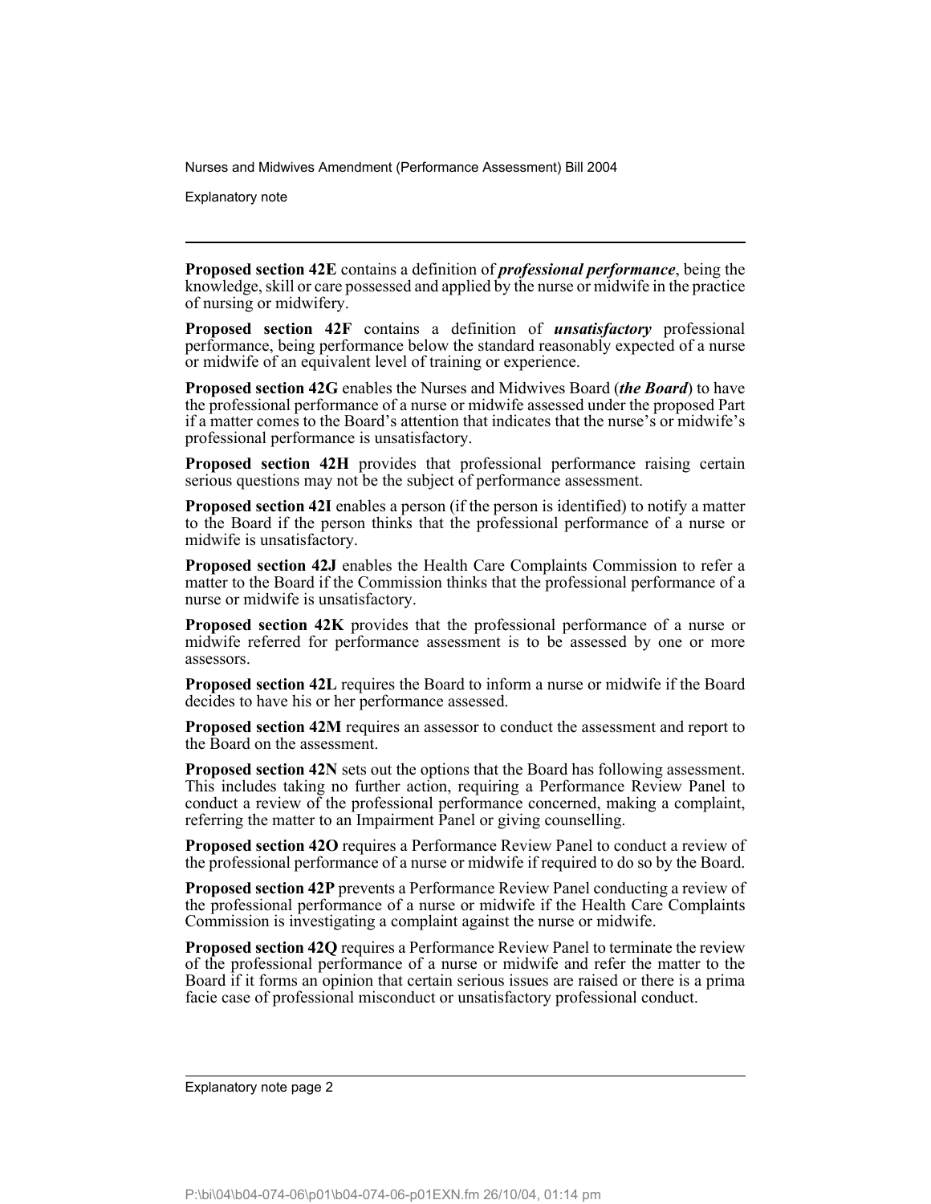**Proposed section 42E** contains a definition of ***professional performance***, being the knowledge, skill or care possessed and applied by the nurse or midwife in the practice of nursing or midwifery.

**Proposed section 42F** contains a definition of ***unsatisfactory*** professional performance, being performance below the standard reasonably expected of a nurse or midwife of an equivalent level of training or experience.

**Proposed section 42G** enables the Nurses and Midwives Board (***the Board***) to have the professional performance of a nurse or midwife assessed under the proposed Part if a matter comes to the Board's attention that indicates that the nurse's or midwife's professional performance is unsatisfactory.

**Proposed section 42H** provides that professional performance raising certain serious questions may not be the subject of performance assessment.

**Proposed section 42I** enables a person (if the person is identified) to notify a matter to the Board if the person thinks that the professional performance of a nurse or midwife is unsatisfactory.

**Proposed section 42J** enables the Health Care Complaints Commission to refer a matter to the Board if the Commission thinks that the professional performance of a nurse or midwife is unsatisfactory.

**Proposed section 42K** provides that the professional performance of a nurse or midwife referred for performance assessment is to be assessed by one or more assessors.

**Proposed section 42L** requires the Board to inform a nurse or midwife if the Board decides to have his or her performance assessed.

**Proposed section 42M** requires an assessor to conduct the assessment and report to the Board on the assessment.

**Proposed section 42N** sets out the options that the Board has following assessment. This includes taking no further action, requiring a Performance Review Panel to conduct a review of the professional performance concerned, making a complaint, referring the matter to an Impairment Panel or giving counselling.

**Proposed section 42O** requires a Performance Review Panel to conduct a review of the professional performance of a nurse or midwife if required to do so by the Board.

**Proposed section 42P** prevents a Performance Review Panel conducting a review of the professional performance of a nurse or midwife if the Health Care Complaints Commission is investigating a complaint against the nurse or midwife.

**Proposed section 42Q** requires a Performance Review Panel to terminate the review of the professional performance of a nurse or midwife and refer the matter to the Board if it forms an opinion that certain serious issues are raised or there is a prima facie case of professional misconduct or unsatisfactory professional conduct.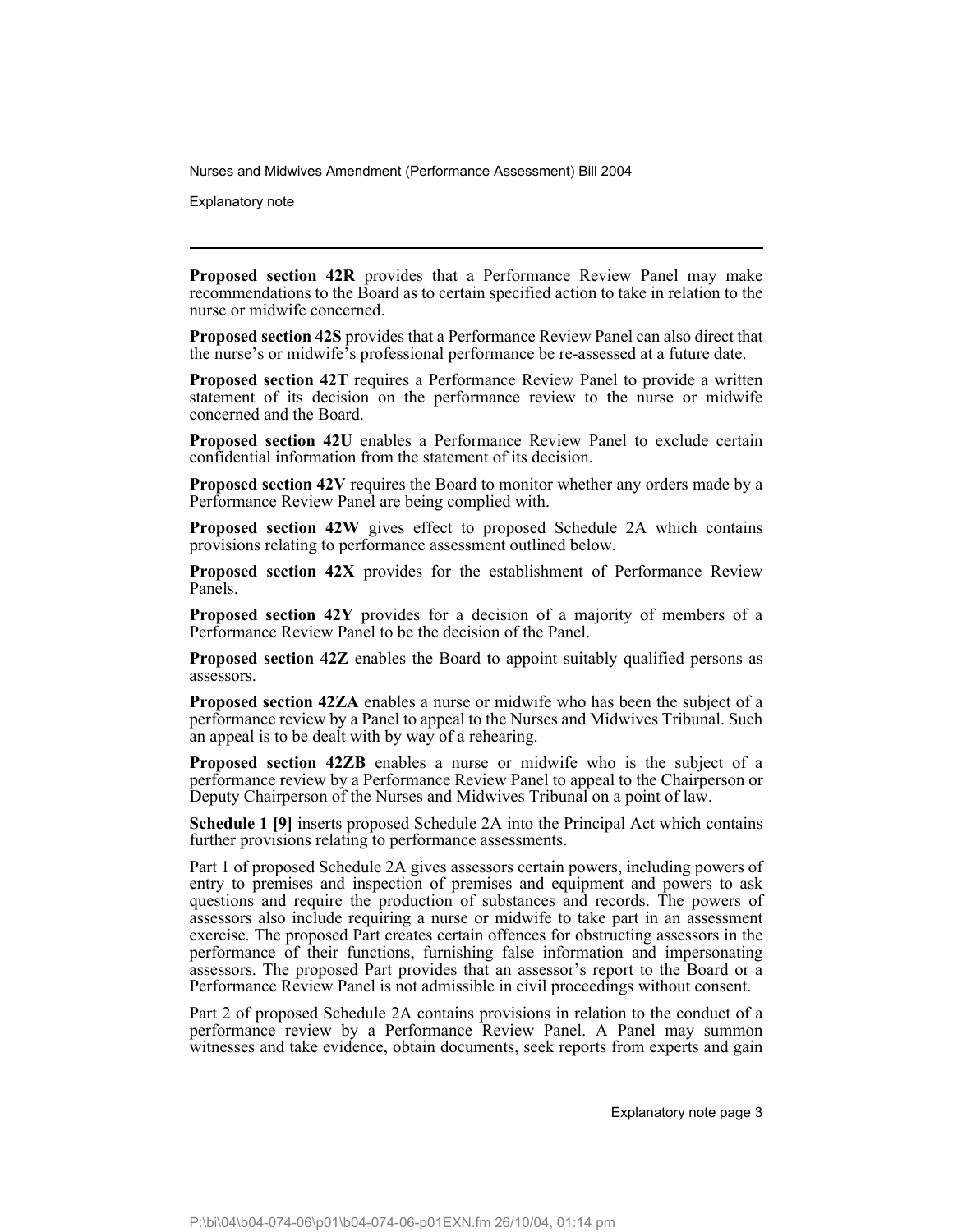**Proposed section 42R** provides that a Performance Review Panel may make recommendations to the Board as to certain specified action to take in relation to the nurse or midwife concerned.

**Proposed section 42S** provides that a Performance Review Panel can also direct that the nurse's or midwife's professional performance be re-assessed at a future date.

**Proposed section 42T** requires a Performance Review Panel to provide a written statement of its decision on the performance review to the nurse or midwife concerned and the Board.

**Proposed section 42U** enables a Performance Review Panel to exclude certain confidential information from the statement of its decision.

**Proposed section 42V** requires the Board to monitor whether any orders made by a Performance Review Panel are being complied with.

**Proposed section 42W** gives effect to proposed Schedule 2A which contains provisions relating to performance assessment outlined below.

**Proposed section 42X** provides for the establishment of Performance Review Panels.

**Proposed section 42Y** provides for a decision of a majority of members of a Performance Review Panel to be the decision of the Panel.

**Proposed section 42Z** enables the Board to appoint suitably qualified persons as assessors.

**Proposed section 42ZA** enables a nurse or midwife who has been the subject of a performance review by a Panel to appeal to the Nurses and Midwives Tribunal. Such an appeal is to be dealt with by way of a rehearing.

**Proposed section 42ZB** enables a nurse or midwife who is the subject of a performance review by a Performance Review Panel to appeal to the Chairperson or Deputy Chairperson of the Nurses and Midwives Tribunal on a point of law.

**Schedule 1 [9]** inserts proposed Schedule 2A into the Principal Act which contains further provisions relating to performance assessments.

Part 1 of proposed Schedule 2A gives assessors certain powers, including powers of entry to premises and inspection of premises and equipment and powers to ask questions and require the production of substances and records. The powers of assessors also include requiring a nurse or midwife to take part in an assessment exercise. The proposed Part creates certain offences for obstructing assessors in the performance of their functions, furnishing false information and impersonating assessors. The proposed Part provides that an assessor's report to the Board or a Performance Review Panel is not admissible in civil proceedings without consent.

Part 2 of proposed Schedule 2A contains provisions in relation to the conduct of a performance review by a Performance Review Panel. A Panel may summon witnesses and take evidence, obtain documents, seek reports from experts and gain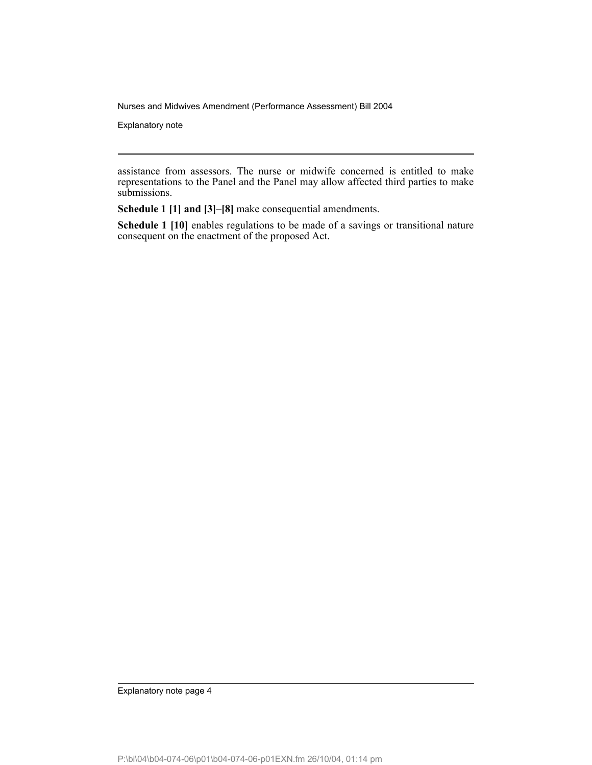assistance from assessors. The nurse or midwife concerned is entitled to make representations to the Panel and the Panel may allow affected third parties to make submissions.

**Schedule 1 [1] and [3]–[8]** make consequential amendments.

**Schedule 1 [10]** enables regulations to be made of a savings or transitional nature consequent on the enactment of the proposed Act.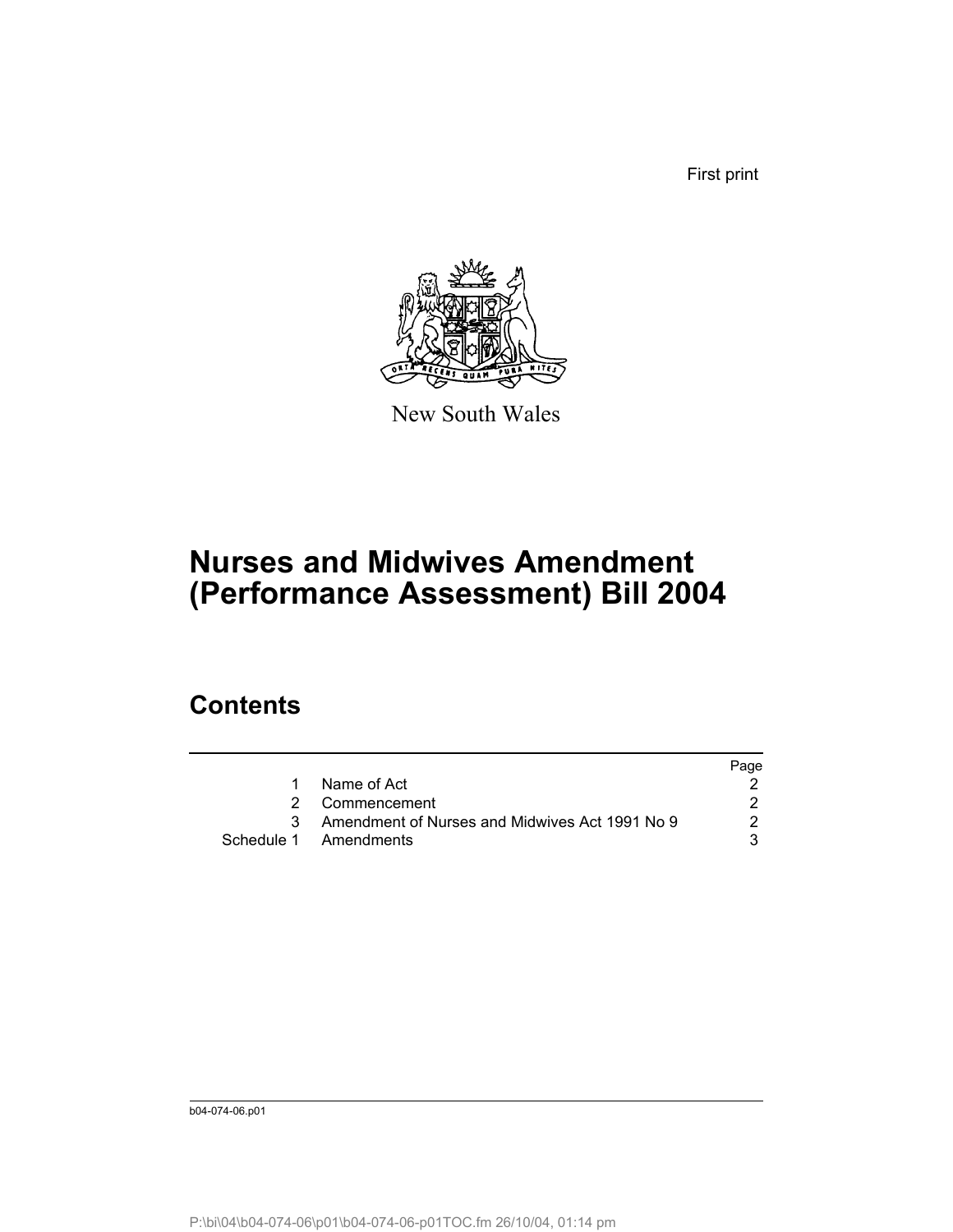First print

New South Wales

# Nurses and Midwives Amendment (Performance Assessment) Bill 2004

## Contents

| | | Page |
|---|---|---|
| 1 | Name of Act | 2 |
| 2 | Commencement | 2 |
| 3 | Amendment of Nurses and Midwives Act 1991 No 9 | 2 |
| Schedule 1 | Amendments | 3 |

b04-074-06.p01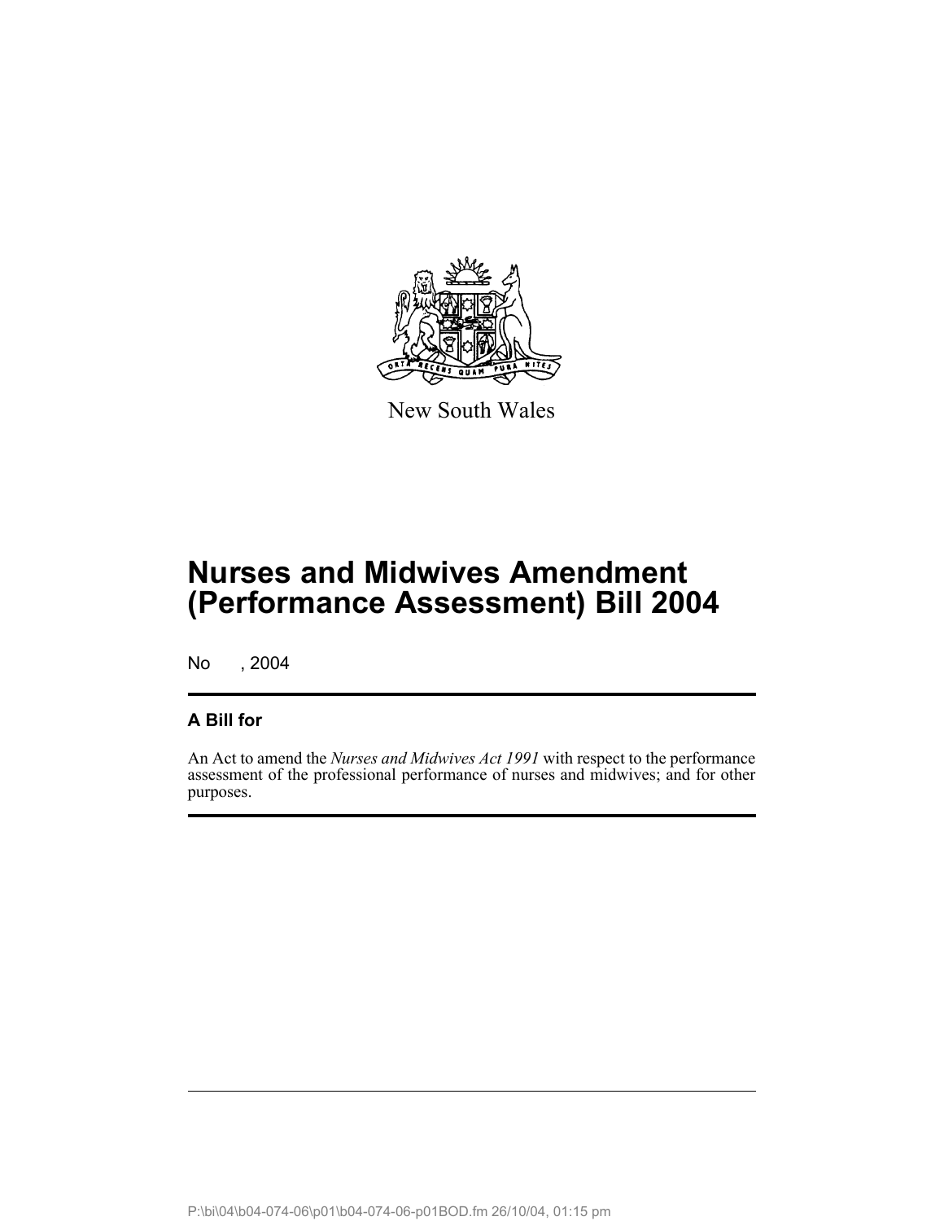New South Wales

# Nurses and Midwives Amendment (Performance Assessment) Bill 2004

No , 2004

## A Bill for

An Act to amend the *Nurses and Midwives Act 1991* with respect to the performance assessment of the professional performance of nurses and midwives; and for other purposes.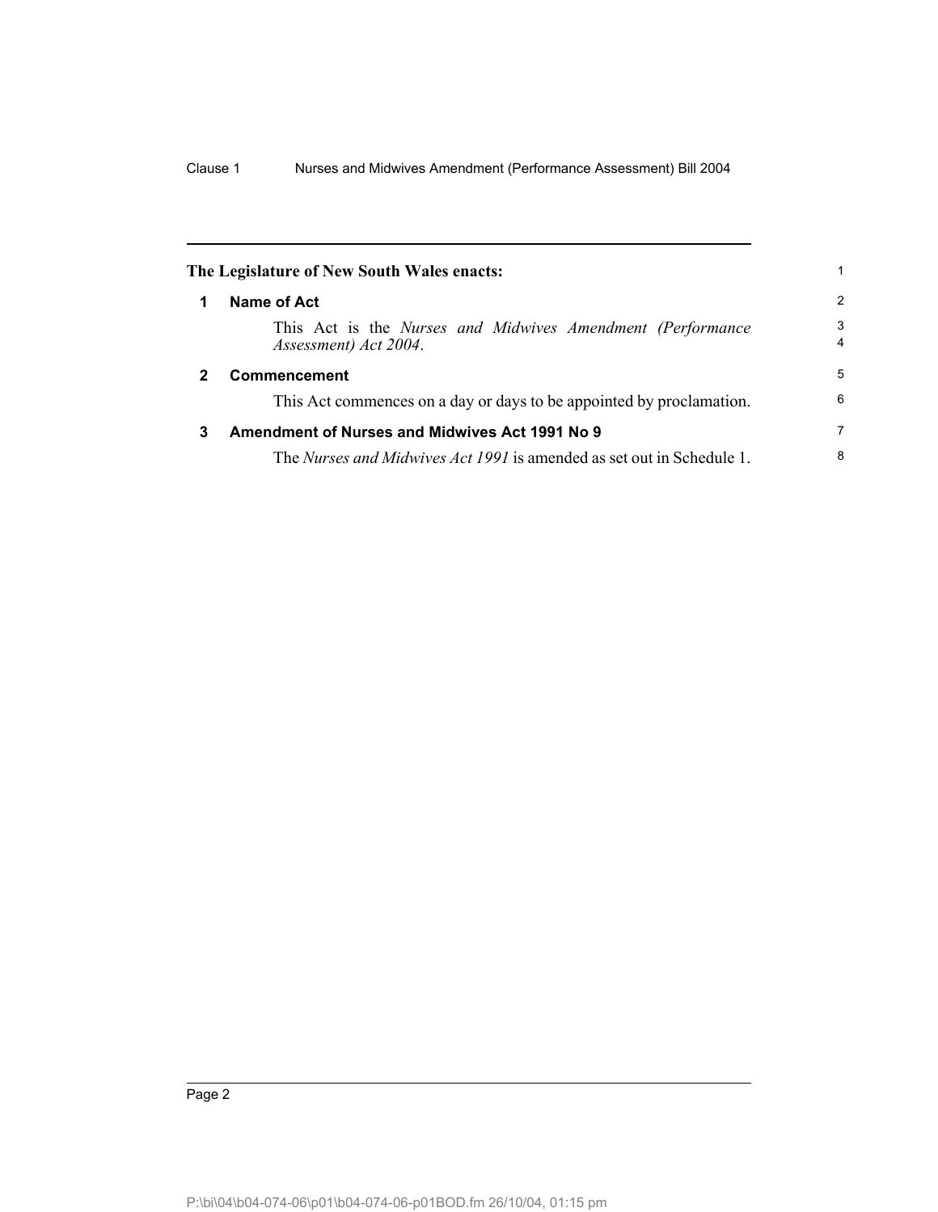**The Legislature of New South Wales enacts:**

## 1 Name of Act

This Act is the *Nurses and Midwives Amendment (Performance Assessment) Act 2004*.

## 2 Commencement

This Act commences on a day or days to be appointed by proclamation.

## 3 Amendment of Nurses and Midwives Act 1991 No 9

The *Nurses and Midwives Act 1991* is amended as set out in Schedule 1.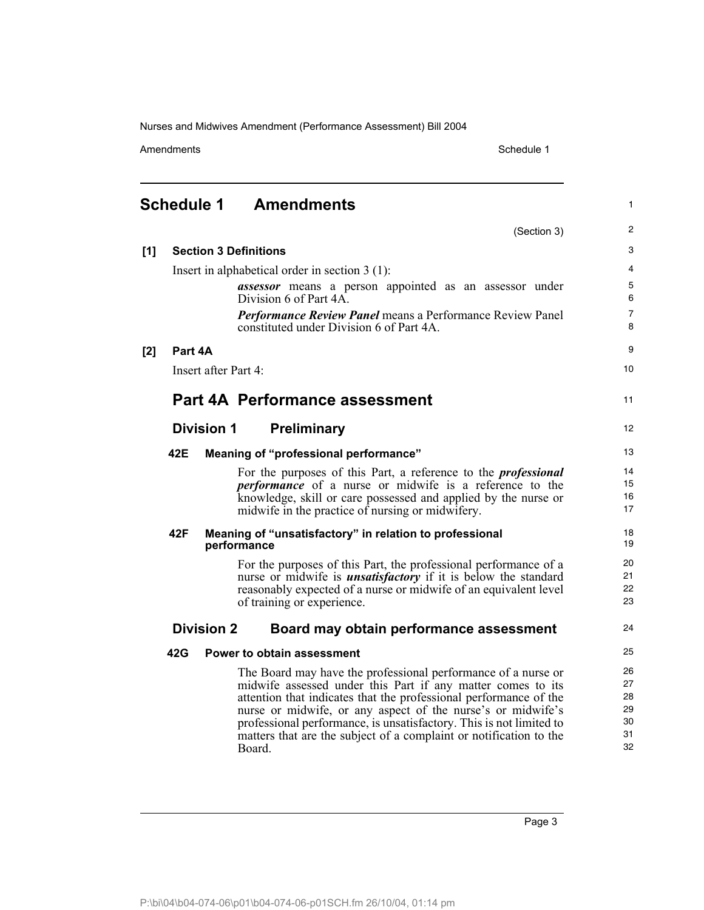# Schedule 1 Amendments

(Section 3)

**[1] Section 3 Definitions**

Insert in alphabetical order in section 3 (1):

> ***assessor*** means a person appointed as an assessor under Division 6 of Part 4A.
>
> ***Performance Review Panel*** means a Performance Review Panel constituted under Division 6 of Part 4A.

**[2] Part 4A**

Insert after Part 4:

## Part 4A Performance assessment

### Division 1 Preliminary

**42E Meaning of "professional performance"**

For the purposes of this Part, a reference to the ***professional performance*** of a nurse or midwife is a reference to the knowledge, skill or care possessed and applied by the nurse or midwife in the practice of nursing or midwifery.

**42F Meaning of "unsatisfactory" in relation to professional performance**

For the purposes of this Part, the professional performance of a nurse or midwife is ***unsatisfactory*** if it is below the standard reasonably expected of a nurse or midwife of an equivalent level of training or experience.

### Division 2 Board may obtain performance assessment

**42G Power to obtain assessment**

The Board may have the professional performance of a nurse or midwife assessed under this Part if any matter comes to its attention that indicates that the professional performance of the nurse or midwife, or any aspect of the nurse's or midwife's professional performance, is unsatisfactory. This is not limited to matters that are the subject of a complaint or notification to the Board.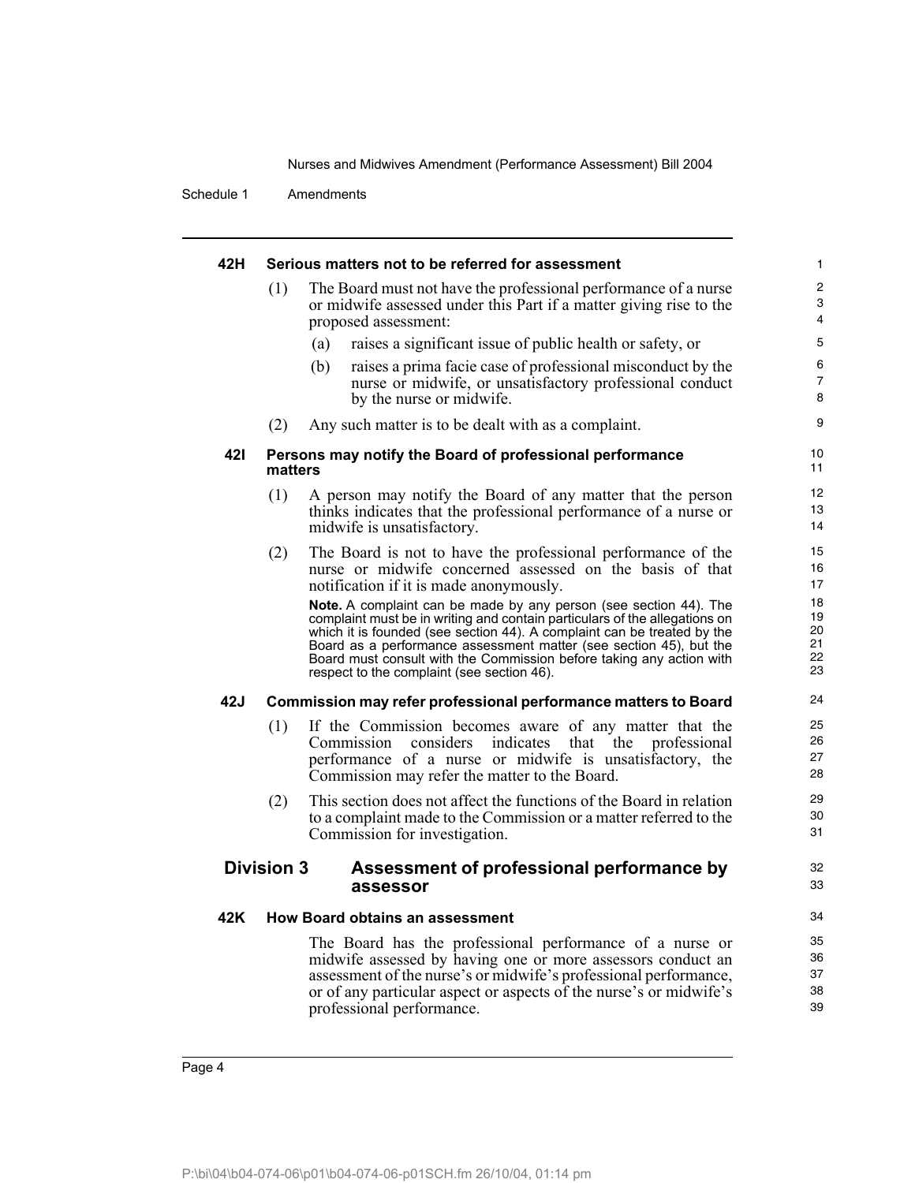#### 42H Serious matters not to be referred for assessment

(1) The Board must not have the professional performance of a nurse or midwife assessed under this Part if a matter giving rise to the proposed assessment:

(a) raises a significant issue of public health or safety, or

(b) raises a prima facie case of professional misconduct by the nurse or midwife, or unsatisfactory professional conduct by the nurse or midwife.

(2) Any such matter is to be dealt with as a complaint.

#### 42I Persons may notify the Board of professional performance matters

(1) A person may notify the Board of any matter that the person thinks indicates that the professional performance of a nurse or midwife is unsatisfactory.

(2) The Board is not to have the professional performance of the nurse or midwife concerned assessed on the basis of that notification if it is made anonymously.

**Note.** A complaint can be made by any person (see section 44). The complaint must be in writing and contain particulars of the allegations on which it is founded (see section 44). A complaint can be treated by the Board as a performance assessment matter (see section 45), but the Board must consult with the Commission before taking any action with respect to the complaint (see section 46).

#### 42J Commission may refer professional performance matters to Board

(1) If the Commission becomes aware of any matter that the Commission considers indicates that the professional performance of a nurse or midwife is unsatisfactory, the Commission may refer the matter to the Board.

(2) This section does not affect the functions of the Board in relation to a complaint made to the Commission or a matter referred to the Commission for investigation.

### Division 3 Assessment of professional performance by assessor

#### 42K How Board obtains an assessment

The Board has the professional performance of a nurse or midwife assessed by having one or more assessors conduct an assessment of the nurse's or midwife's professional performance, or of any particular aspect or aspects of the nurse's or midwife's professional performance.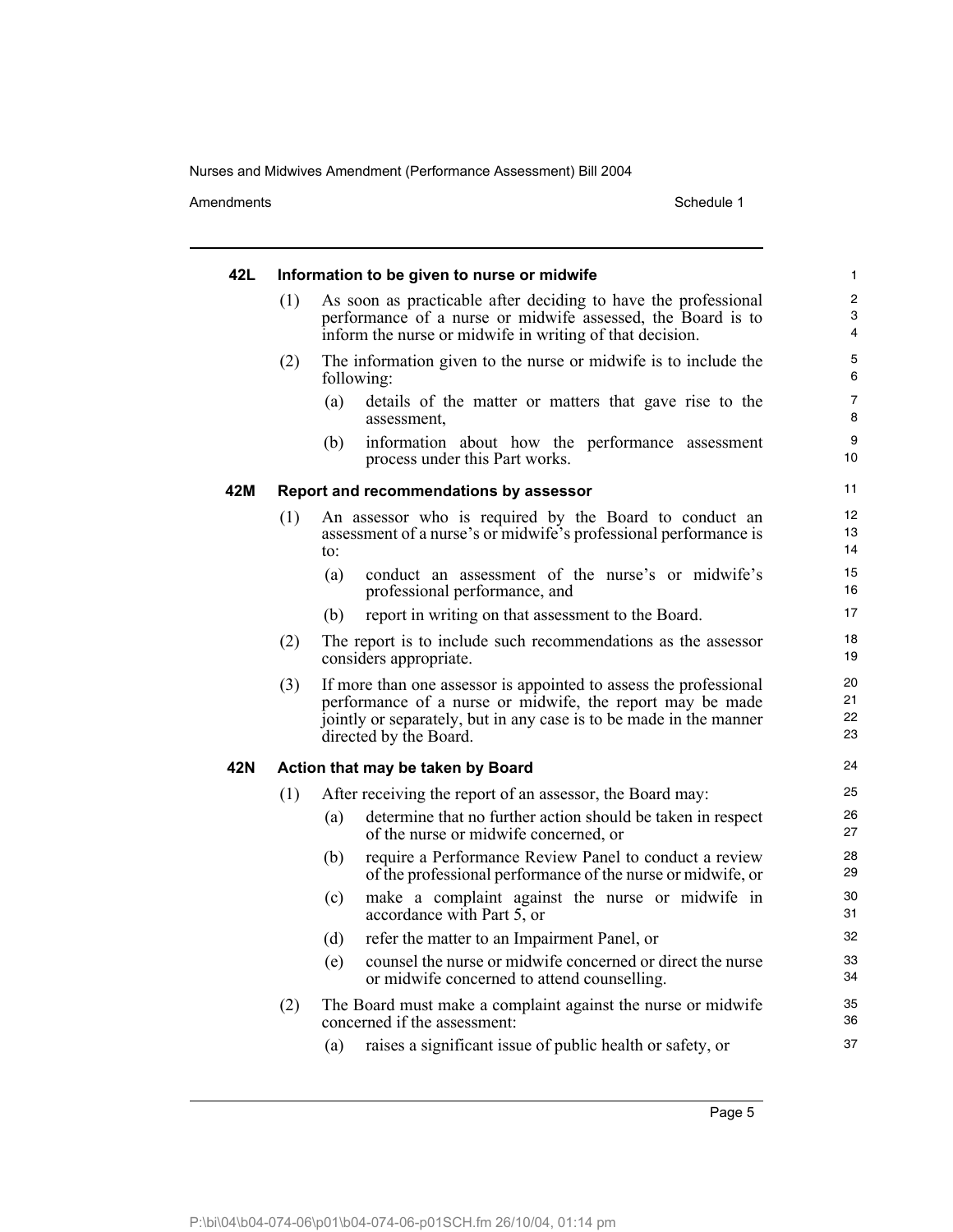#### 42L Information to be given to nurse or midwife

(1) As soon as practicable after deciding to have the professional performance of a nurse or midwife assessed, the Board is to inform the nurse or midwife in writing of that decision.

(2) The information given to the nurse or midwife is to include the following:

(a) details of the matter or matters that gave rise to the assessment,

(b) information about how the performance assessment process under this Part works.

#### 42M Report and recommendations by assessor

(1) An assessor who is required by the Board to conduct an assessment of a nurse's or midwife's professional performance is to:

(a) conduct an assessment of the nurse's or midwife's professional performance, and

(b) report in writing on that assessment to the Board.

(2) The report is to include such recommendations as the assessor considers appropriate.

(3) If more than one assessor is appointed to assess the professional performance of a nurse or midwife, the report may be made jointly or separately, but in any case is to be made in the manner directed by the Board.

#### 42N Action that may be taken by Board

(1) After receiving the report of an assessor, the Board may:

(a) determine that no further action should be taken in respect of the nurse or midwife concerned, or

(b) require a Performance Review Panel to conduct a review of the professional performance of the nurse or midwife, or

(c) make a complaint against the nurse or midwife in accordance with Part 5, or

(d) refer the matter to an Impairment Panel, or

(e) counsel the nurse or midwife concerned or direct the nurse or midwife concerned to attend counselling.

(2) The Board must make a complaint against the nurse or midwife concerned if the assessment:

(a) raises a significant issue of public health or safety, or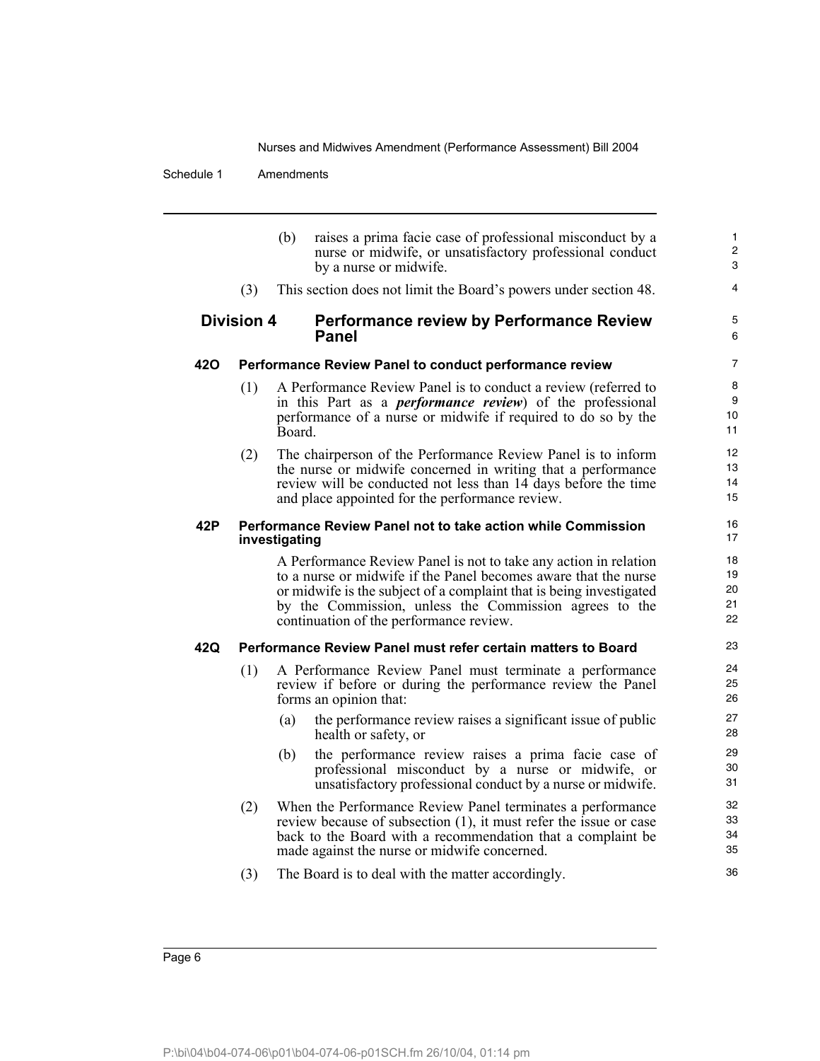(b) raises a prima facie case of professional misconduct by a nurse or midwife, or unsatisfactory professional conduct by a nurse or midwife.

(3) This section does not limit the Board's powers under section 48.

## Division 4 Performance review by Performance Review Panel

### 42O Performance Review Panel to conduct performance review

(1) A Performance Review Panel is to conduct a review (referred to in this Part as a ***performance review***) of the professional performance of a nurse or midwife if required to do so by the Board.

(2) The chairperson of the Performance Review Panel is to inform the nurse or midwife concerned in writing that a performance review will be conducted not less than 14 days before the time and place appointed for the performance review.

### 42P Performance Review Panel not to take action while Commission investigating

A Performance Review Panel is not to take any action in relation to a nurse or midwife if the Panel becomes aware that the nurse or midwife is the subject of a complaint that is being investigated by the Commission, unless the Commission agrees to the continuation of the performance review.

### 42Q Performance Review Panel must refer certain matters to Board

(1) A Performance Review Panel must terminate a performance review if before or during the performance review the Panel forms an opinion that:

(a) the performance review raises a significant issue of public health or safety, or

(b) the performance review raises a prima facie case of professional misconduct by a nurse or midwife, or unsatisfactory professional conduct by a nurse or midwife.

(2) When the Performance Review Panel terminates a performance review because of subsection (1), it must refer the issue or case back to the Board with a recommendation that a complaint be made against the nurse or midwife concerned.

(3) The Board is to deal with the matter accordingly.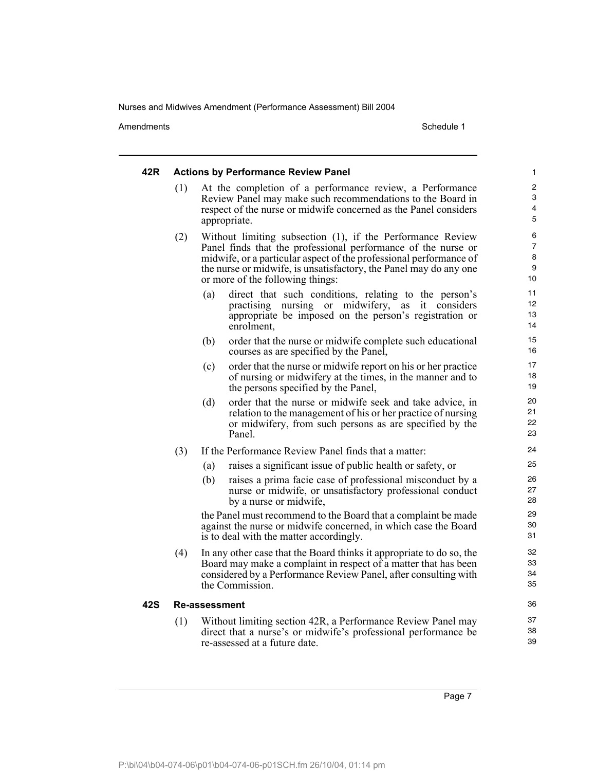### 42R Actions by Performance Review Panel

(1) At the completion of a performance review, a Performance Review Panel may make such recommendations to the Board in respect of the nurse or midwife concerned as the Panel considers appropriate.

(2) Without limiting subsection (1), if the Performance Review Panel finds that the professional performance of the nurse or midwife, or a particular aspect of the professional performance of the nurse or midwife, is unsatisfactory, the Panel may do any one or more of the following things:

- (a) direct that such conditions, relating to the person's practising nursing or midwifery, as it considers appropriate be imposed on the person's registration or enrolment,
- (b) order that the nurse or midwife complete such educational courses as are specified by the Panel,
- (c) order that the nurse or midwife report on his or her practice of nursing or midwifery at the times, in the manner and to the persons specified by the Panel,
- (d) order that the nurse or midwife seek and take advice, in relation to the management of his or her practice of nursing or midwifery, from such persons as are specified by the Panel.

(3) If the Performance Review Panel finds that a matter:

- (a) raises a significant issue of public health or safety, or
- (b) raises a prima facie case of professional misconduct by a nurse or midwife, or unsatisfactory professional conduct by a nurse or midwife,

the Panel must recommend to the Board that a complaint be made against the nurse or midwife concerned, in which case the Board is to deal with the matter accordingly.

(4) In any other case that the Board thinks it appropriate to do so, the Board may make a complaint in respect of a matter that has been considered by a Performance Review Panel, after consulting with the Commission.

### 42S Re-assessment

(1) Without limiting section 42R, a Performance Review Panel may direct that a nurse's or midwife's professional performance be re-assessed at a future date.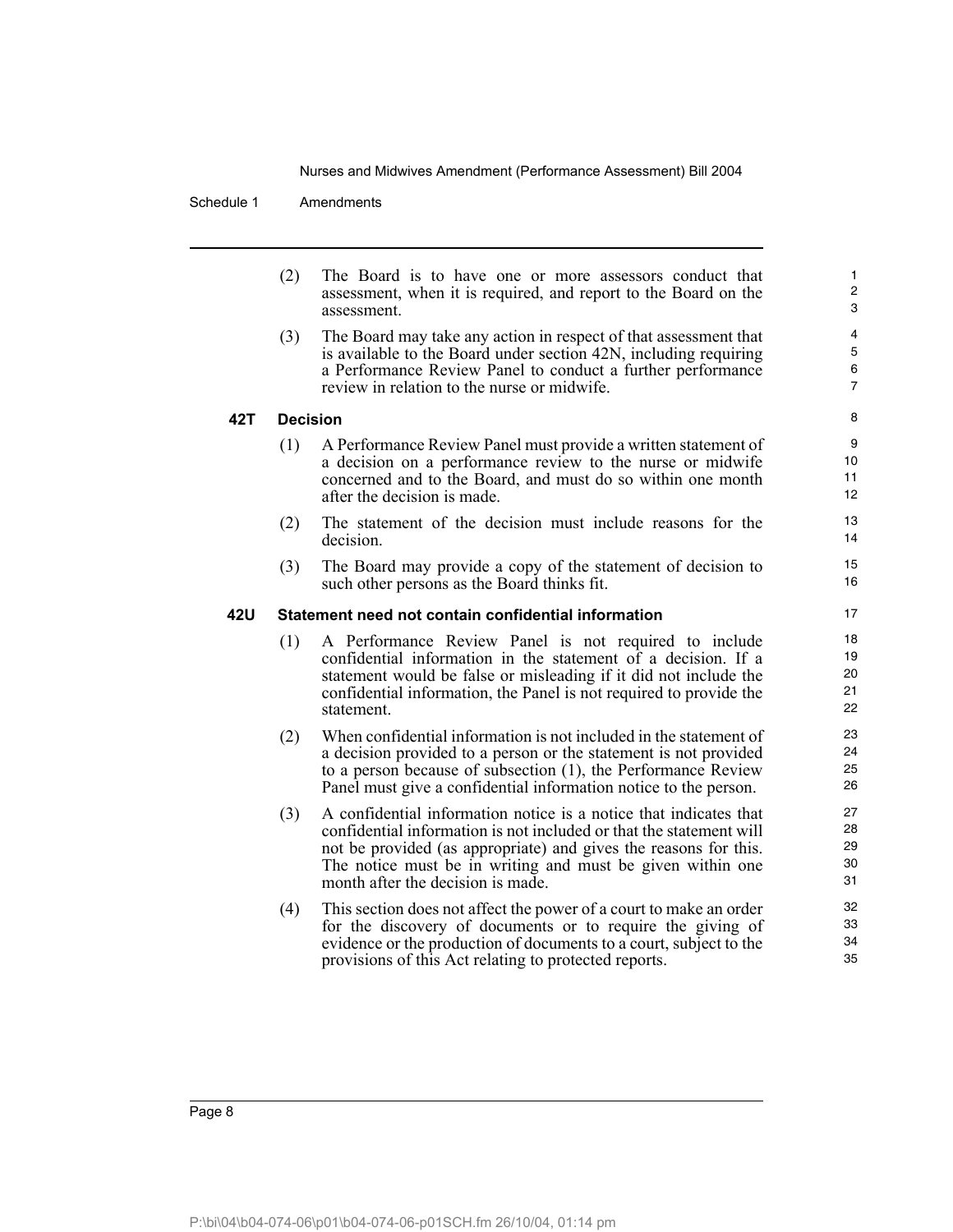(2) The Board is to have one or more assessors conduct that assessment, when it is required, and report to the Board on the assessment.

(3) The Board may take any action in respect of that assessment that is available to the Board under section 42N, including requiring a Performance Review Panel to conduct a further performance review in relation to the nurse or midwife.

### 42T Decision

(1) A Performance Review Panel must provide a written statement of a decision on a performance review to the nurse or midwife concerned and to the Board, and must do so within one month after the decision is made.

(2) The statement of the decision must include reasons for the decision.

(3) The Board may provide a copy of the statement of decision to such other persons as the Board thinks fit.

### 42U Statement need not contain confidential information

(1) A Performance Review Panel is not required to include confidential information in the statement of a decision. If a statement would be false or misleading if it did not include the confidential information, the Panel is not required to provide the statement.

(2) When confidential information is not included in the statement of a decision provided to a person or the statement is not provided to a person because of subsection (1), the Performance Review Panel must give a confidential information notice to the person.

(3) A confidential information notice is a notice that indicates that confidential information is not included or that the statement will not be provided (as appropriate) and gives the reasons for this. The notice must be in writing and must be given within one month after the decision is made.

(4) This section does not affect the power of a court to make an order for the discovery of documents or to require the giving of evidence or the production of documents to a court, subject to the provisions of this Act relating to protected reports.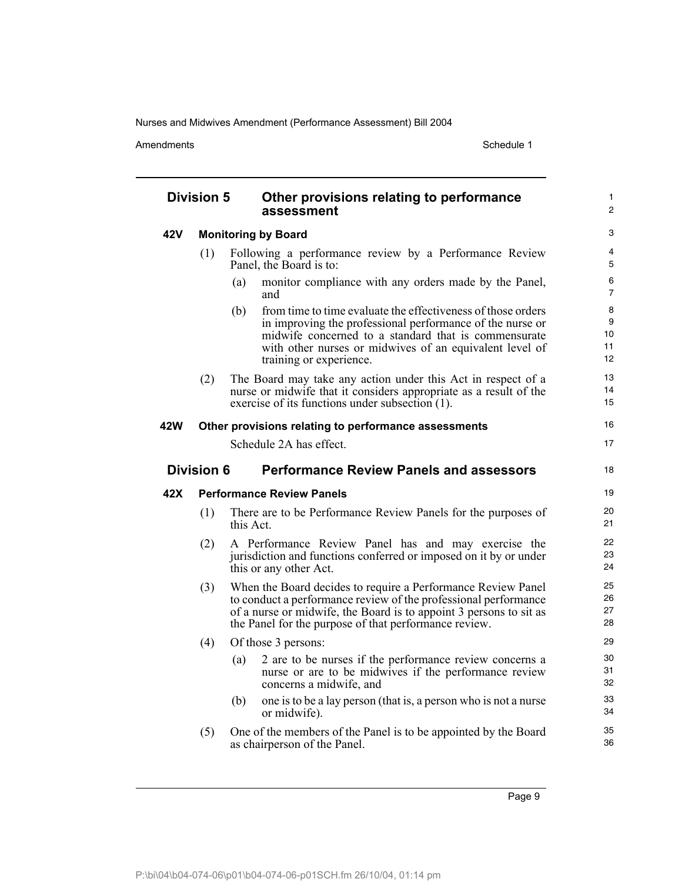## Division 5 Other provisions relating to performance assessment

### 42V Monitoring by Board

(1) Following a performance review by a Performance Review Panel, the Board is to:

(a) monitor compliance with any orders made by the Panel, and

(b) from time to time evaluate the effectiveness of those orders in improving the professional performance of the nurse or midwife concerned to a standard that is commensurate with other nurses or midwives of an equivalent level of training or experience.

(2) The Board may take any action under this Act in respect of a nurse or midwife that it considers appropriate as a result of the exercise of its functions under subsection (1).

### 42W Other provisions relating to performance assessments

Schedule 2A has effect.

## Division 6 Performance Review Panels and assessors

### 42X Performance Review Panels

(1) There are to be Performance Review Panels for the purposes of this Act.

(2) A Performance Review Panel has and may exercise the jurisdiction and functions conferred or imposed on it by or under this or any other Act.

(3) When the Board decides to require a Performance Review Panel to conduct a performance review of the professional performance of a nurse or midwife, the Board is to appoint 3 persons to sit as the Panel for the purpose of that performance review.

(4) Of those 3 persons:

(a) 2 are to be nurses if the performance review concerns a nurse or are to be midwives if the performance review concerns a midwife, and

(b) one is to be a lay person (that is, a person who is not a nurse or midwife).

(5) One of the members of the Panel is to be appointed by the Board as chairperson of the Panel.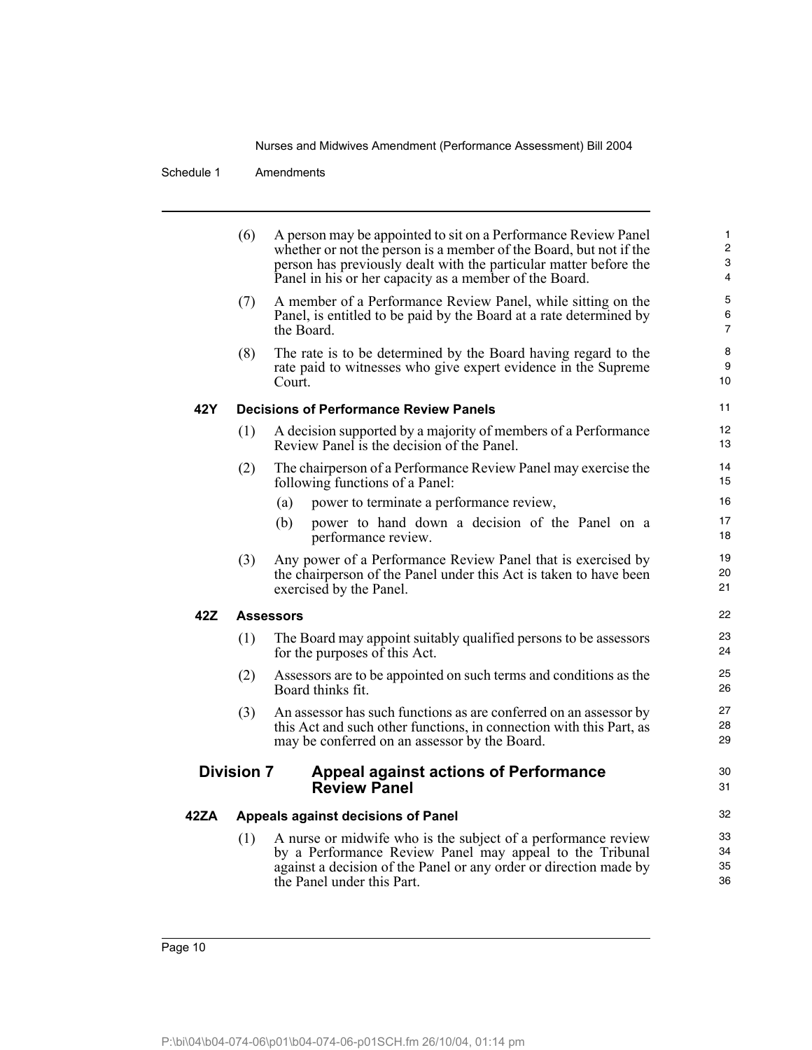(6) A person may be appointed to sit on a Performance Review Panel whether or not the person is a member of the Board, but not if the person has previously dealt with the particular matter before the Panel in his or her capacity as a member of the Board.

(7) A member of a Performance Review Panel, while sitting on the Panel, is entitled to be paid by the Board at a rate determined by the Board.

(8) The rate is to be determined by the Board having regard to the rate paid to witnesses who give expert evidence in the Supreme Court.

**42Y Decisions of Performance Review Panels**

(1) A decision supported by a majority of members of a Performance Review Panel is the decision of the Panel.

(2) The chairperson of a Performance Review Panel may exercise the following functions of a Panel:

(a) power to terminate a performance review,

(b) power to hand down a decision of the Panel on a performance review.

(3) Any power of a Performance Review Panel that is exercised by the chairperson of the Panel under this Act is taken to have been exercised by the Panel.

**42Z Assessors**

(1) The Board may appoint suitably qualified persons to be assessors for the purposes of this Act.

(2) Assessors are to be appointed on such terms and conditions as the Board thinks fit.

(3) An assessor has such functions as are conferred on an assessor by this Act and such other functions, in connection with this Part, as may be conferred on an assessor by the Board.

## Division 7 Appeal against actions of Performance Review Panel

**42ZA Appeals against decisions of Panel**

(1) A nurse or midwife who is the subject of a performance review by a Performance Review Panel may appeal to the Tribunal against a decision of the Panel or any order or direction made by the Panel under this Part.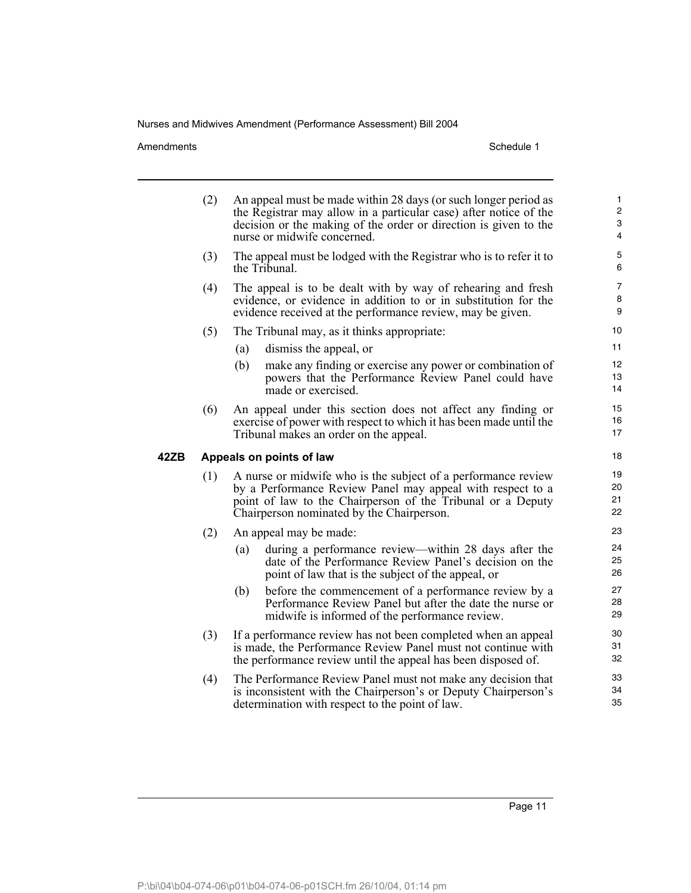(2) An appeal must be made within 28 days (or such longer period as the Registrar may allow in a particular case) after notice of the decision or the making of the order or direction is given to the nurse or midwife concerned.

(3) The appeal must be lodged with the Registrar who is to refer it to the Tribunal.

(4) The appeal is to be dealt with by way of rehearing and fresh evidence, or evidence in addition to or in substitution for the evidence received at the performance review, may be given.

(5) The Tribunal may, as it thinks appropriate:

(a) dismiss the appeal, or

(b) make any finding or exercise any power or combination of powers that the Performance Review Panel could have made or exercised.

(6) An appeal under this section does not affect any finding or exercise of power with respect to which it has been made until the Tribunal makes an order on the appeal.

**42ZB Appeals on points of law**

(1) A nurse or midwife who is the subject of a performance review by a Performance Review Panel may appeal with respect to a point of law to the Chairperson of the Tribunal or a Deputy Chairperson nominated by the Chairperson.

(2) An appeal may be made:

(a) during a performance review—within 28 days after the date of the Performance Review Panel's decision on the point of law that is the subject of the appeal, or

(b) before the commencement of a performance review by a Performance Review Panel but after the date the nurse or midwife is informed of the performance review.

(3) If a performance review has not been completed when an appeal is made, the Performance Review Panel must not continue with the performance review until the appeal has been disposed of.

(4) The Performance Review Panel must not make any decision that is inconsistent with the Chairperson's or Deputy Chairperson's determination with respect to the point of law.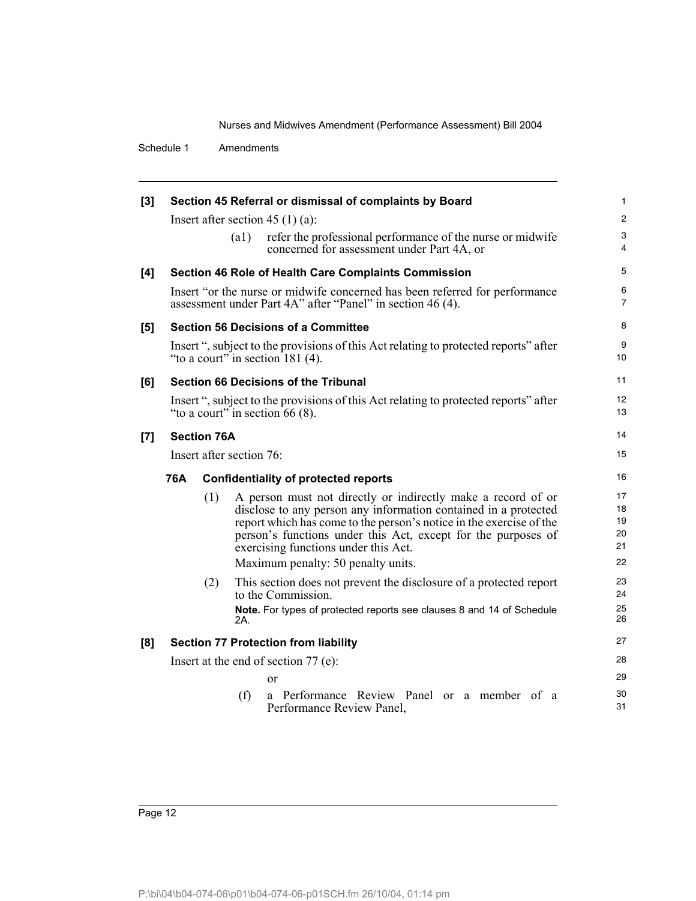**[3] Section 45 Referral or dismissal of complaints by Board**

Insert after section 45 (1) (a):

(a1) refer the professional performance of the nurse or midwife concerned for assessment under Part 4A, or

**[4] Section 46 Role of Health Care Complaints Commission**

Insert "or the nurse or midwife concerned has been referred for performance assessment under Part 4A" after "Panel" in section 46 (4).

**[5] Section 56 Decisions of a Committee**

Insert ", subject to the provisions of this Act relating to protected reports" after "to a court" in section 181 (4).

**[6] Section 66 Decisions of the Tribunal**

Insert ", subject to the provisions of this Act relating to protected reports" after "to a court" in section 66 (8).

**[7] Section 76A**

Insert after section 76:

**76A Confidentiality of protected reports**

(1) A person must not directly or indirectly make a record of or disclose to any person any information contained in a protected report which has come to the person's notice in the exercise of the person's functions under this Act, except for the purposes of exercising functions under this Act.

Maximum penalty: 50 penalty units.

(2) This section does not prevent the disclosure of a protected report to the Commission.

**Note.** For types of protected reports see clauses 8 and 14 of Schedule 2A.

**[8] Section 77 Protection from liability**

Insert at the end of section 77 (e):

or

(f) a Performance Review Panel or a member of a Performance Review Panel,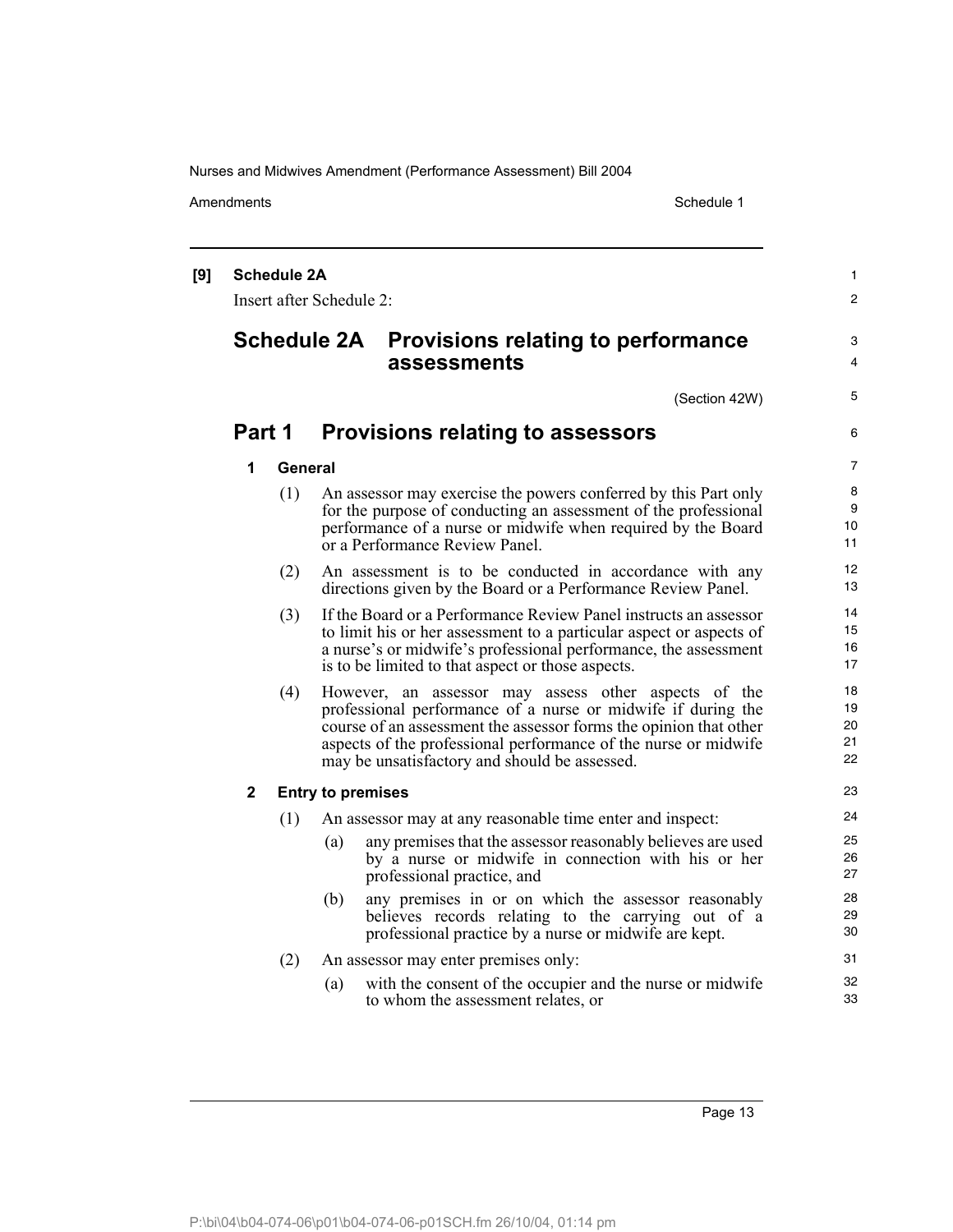**[9] Schedule 2A**

Insert after Schedule 2:

# Schedule 2A Provisions relating to performance assessments

(Section 42W)

## Part 1 Provisions relating to assessors

### 1 General

(1) An assessor may exercise the powers conferred by this Part only for the purpose of conducting an assessment of the professional performance of a nurse or midwife when required by the Board or a Performance Review Panel.

(2) An assessment is to be conducted in accordance with any directions given by the Board or a Performance Review Panel.

(3) If the Board or a Performance Review Panel instructs an assessor to limit his or her assessment to a particular aspect or aspects of a nurse's or midwife's professional performance, the assessment is to be limited to that aspect or those aspects.

(4) However, an assessor may assess other aspects of the professional performance of a nurse or midwife if during the course of an assessment the assessor forms the opinion that other aspects of the professional performance of the nurse or midwife may be unsatisfactory and should be assessed.

### 2 Entry to premises

(1) An assessor may at any reasonable time enter and inspect:

(a) any premises that the assessor reasonably believes are used by a nurse or midwife in connection with his or her professional practice, and

(b) any premises in or on which the assessor reasonably believes records relating to the carrying out of a professional practice by a nurse or midwife are kept.

(2) An assessor may enter premises only:

(a) with the consent of the occupier and the nurse or midwife to whom the assessment relates, or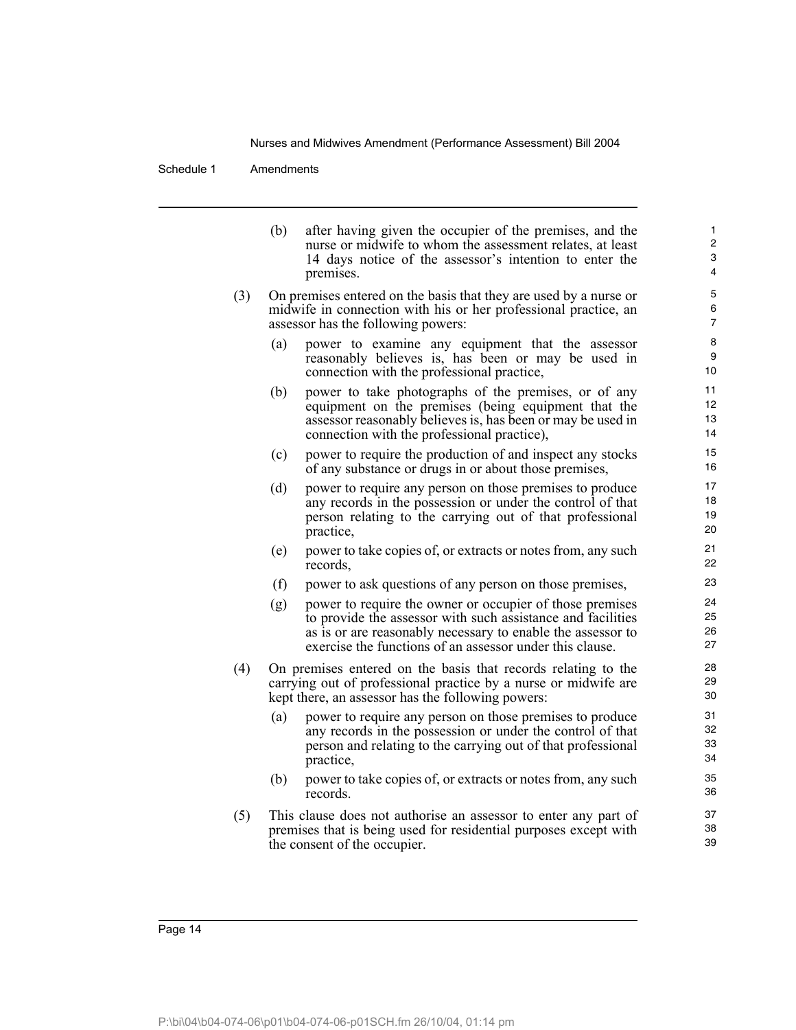(b) after having given the occupier of the premises, and the nurse or midwife to whom the assessment relates, at least 14 days notice of the assessor's intention to enter the premises.

(3) On premises entered on the basis that they are used by a nurse or midwife in connection with his or her professional practice, an assessor has the following powers:

(a) power to examine any equipment that the assessor reasonably believes is, has been or may be used in connection with the professional practice,

(b) power to take photographs of the premises, or of any equipment on the premises (being equipment that the assessor reasonably believes is, has been or may be used in connection with the professional practice),

(c) power to require the production of and inspect any stocks of any substance or drugs in or about those premises,

(d) power to require any person on those premises to produce any records in the possession or under the control of that person relating to the carrying out of that professional practice,

(e) power to take copies of, or extracts or notes from, any such records,

(f) power to ask questions of any person on those premises,

(g) power to require the owner or occupier of those premises to provide the assessor with such assistance and facilities as is or are reasonably necessary to enable the assessor to exercise the functions of an assessor under this clause.

(4) On premises entered on the basis that records relating to the carrying out of professional practice by a nurse or midwife are kept there, an assessor has the following powers:

(a) power to require any person on those premises to produce any records in the possession or under the control of that person and relating to the carrying out of that professional practice,

(b) power to take copies of, or extracts or notes from, any such records.

(5) This clause does not authorise an assessor to enter any part of premises that is being used for residential purposes except with the consent of the occupier.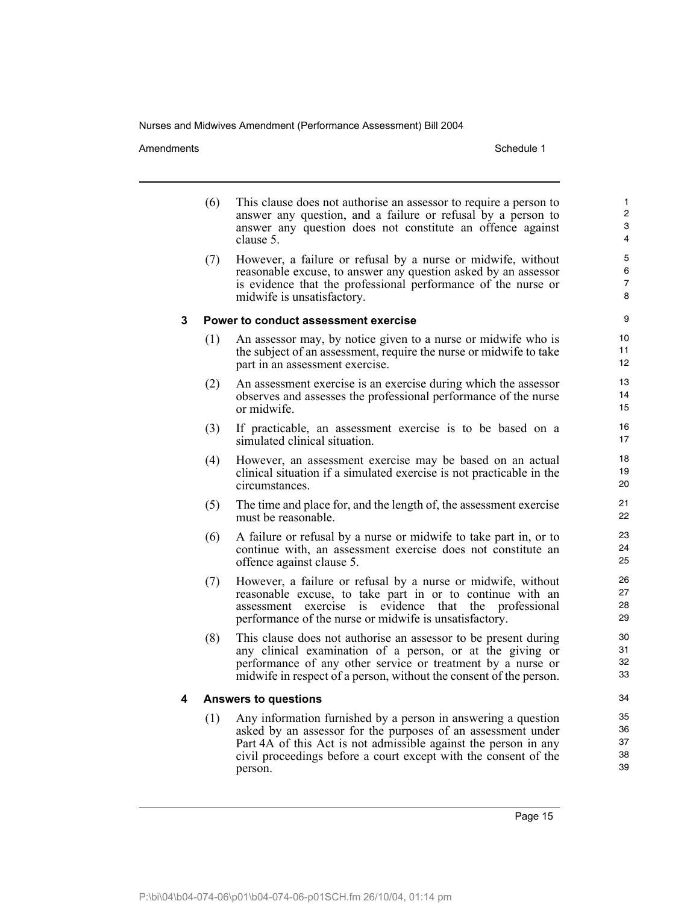(6) This clause does not authorise an assessor to require a person to answer any question, and a failure or refusal by a person to answer any question does not constitute an offence against clause 5.

(7) However, a failure or refusal by a nurse or midwife, without reasonable excuse, to answer any question asked by an assessor is evidence that the professional performance of the nurse or midwife is unsatisfactory.

### 3 Power to conduct assessment exercise

(1) An assessor may, by notice given to a nurse or midwife who is the subject of an assessment, require the nurse or midwife to take part in an assessment exercise.

(2) An assessment exercise is an exercise during which the assessor observes and assesses the professional performance of the nurse or midwife.

(3) If practicable, an assessment exercise is to be based on a simulated clinical situation.

(4) However, an assessment exercise may be based on an actual clinical situation if a simulated exercise is not practicable in the circumstances.

(5) The time and place for, and the length of, the assessment exercise must be reasonable.

(6) A failure or refusal by a nurse or midwife to take part in, or to continue with, an assessment exercise does not constitute an offence against clause 5.

(7) However, a failure or refusal by a nurse or midwife, without reasonable excuse, to take part in or to continue with an assessment exercise is evidence that the professional performance of the nurse or midwife is unsatisfactory.

(8) This clause does not authorise an assessor to be present during any clinical examination of a person, or at the giving or performance of any other service or treatment by a nurse or midwife in respect of a person, without the consent of the person.

### 4 Answers to questions

(1) Any information furnished by a person in answering a question asked by an assessor for the purposes of an assessment under Part 4A of this Act is not admissible against the person in any civil proceedings before a court except with the consent of the person.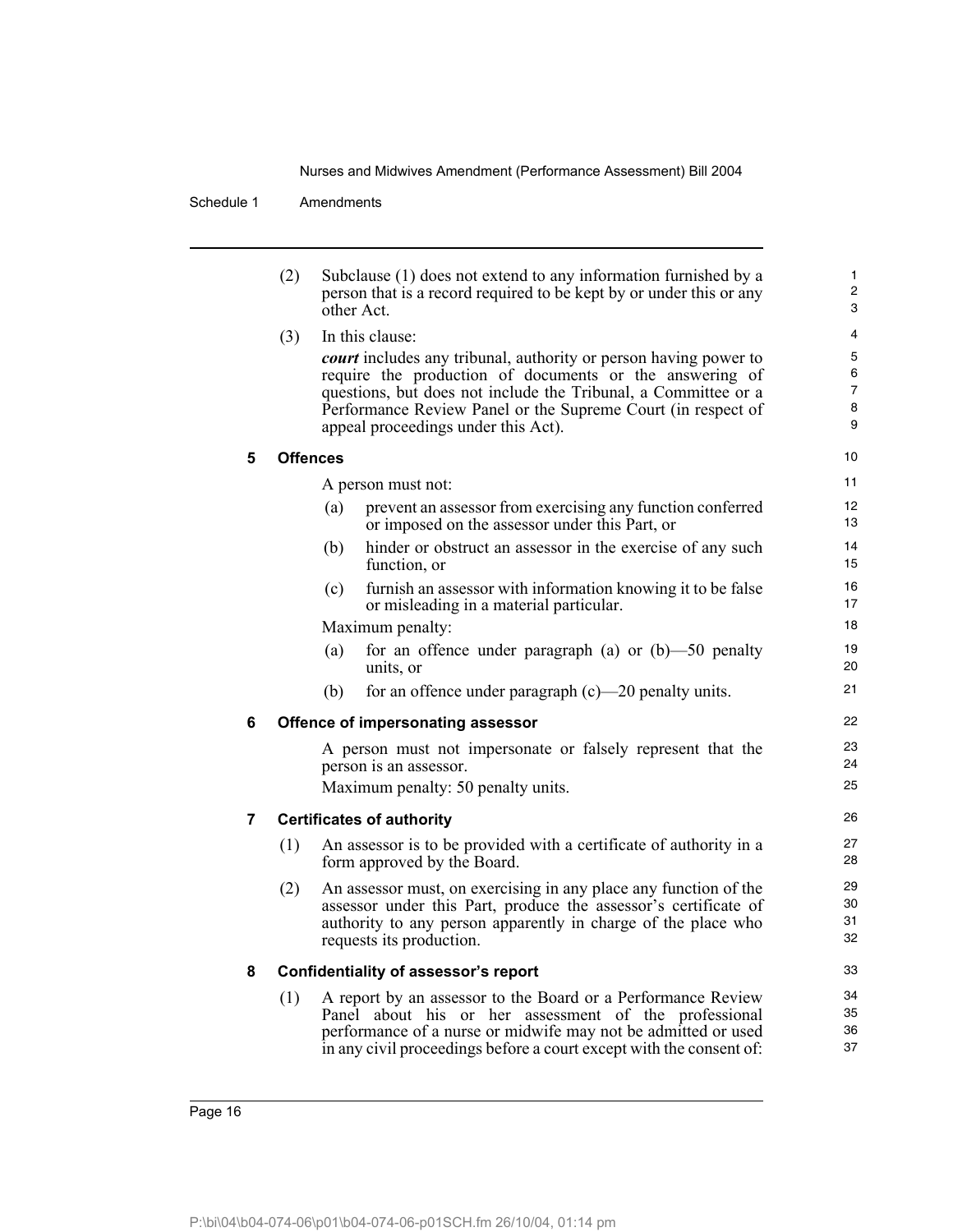(2) Subclause (1) does not extend to any information furnished by a person that is a record required to be kept by or under this or any other Act.

(3) In this clause:

***court*** includes any tribunal, authority or person having power to require the production of documents or the answering of questions, but does not include the Tribunal, a Committee or a Performance Review Panel or the Supreme Court (in respect of appeal proceedings under this Act).

### 5 Offences

A person must not:

(a) prevent an assessor from exercising any function conferred or imposed on the assessor under this Part, or

(b) hinder or obstruct an assessor in the exercise of any such function, or

(c) furnish an assessor with information knowing it to be false or misleading in a material particular.

Maximum penalty:

(a) for an offence under paragraph (a) or (b)—50 penalty units, or

(b) for an offence under paragraph (c)—20 penalty units.

### 6 Offence of impersonating assessor

A person must not impersonate or falsely represent that the person is an assessor.

Maximum penalty: 50 penalty units.

### 7 Certificates of authority

(1) An assessor is to be provided with a certificate of authority in a form approved by the Board.

(2) An assessor must, on exercising in any place any function of the assessor under this Part, produce the assessor's certificate of authority to any person apparently in charge of the place who requests its production.

### 8 Confidentiality of assessor's report

(1) A report by an assessor to the Board or a Performance Review Panel about his or her assessment of the professional performance of a nurse or midwife may not be admitted or used in any civil proceedings before a court except with the consent of: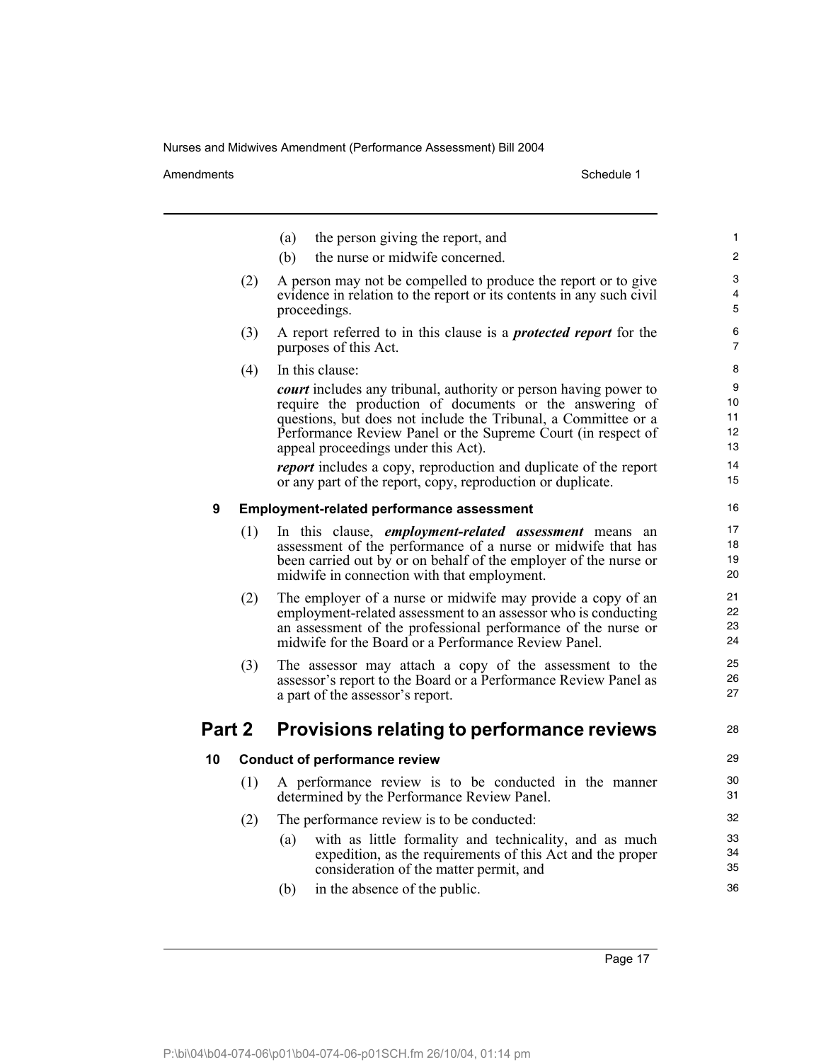(a) the person giving the report, and

(b) the nurse or midwife concerned.

(2) A person may not be compelled to produce the report or to give evidence in relation to the report or its contents in any such civil proceedings.

(3) A report referred to in this clause is a ***protected report*** for the purposes of this Act.

(4) In this clause:

***court*** includes any tribunal, authority or person having power to require the production of documents or the answering of questions, but does not include the Tribunal, a Committee or a Performance Review Panel or the Supreme Court (in respect of appeal proceedings under this Act).

***report*** includes a copy, reproduction and duplicate of the report or any part of the report, copy, reproduction or duplicate.

### 9 Employment-related performance assessment

(1) In this clause, ***employment-related assessment*** means an assessment of the performance of a nurse or midwife that has been carried out by or on behalf of the employer of the nurse or midwife in connection with that employment.

(2) The employer of a nurse or midwife may provide a copy of an employment-related assessment to an assessor who is conducting an assessment of the professional performance of the nurse or midwife for the Board or a Performance Review Panel.

(3) The assessor may attach a copy of the assessment to the assessor's report to the Board or a Performance Review Panel as a part of the assessor's report.

## Part 2 Provisions relating to performance reviews

### 10 Conduct of performance review

(1) A performance review is to be conducted in the manner determined by the Performance Review Panel.

(2) The performance review is to be conducted:

(a) with as little formality and technicality, and as much expedition, as the requirements of this Act and the proper consideration of the matter permit, and

(b) in the absence of the public.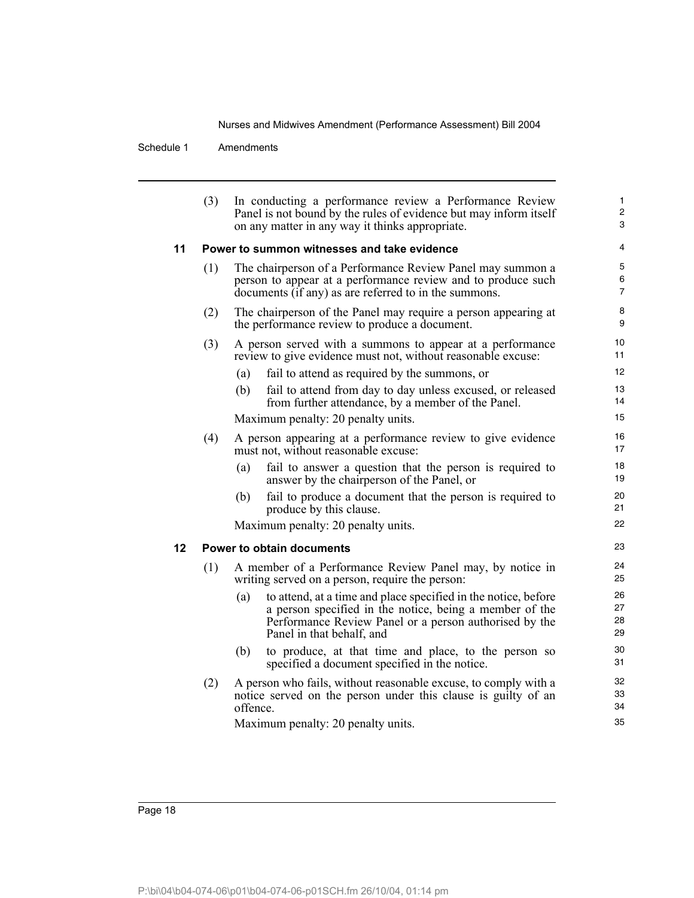(3) In conducting a performance review a Performance Review Panel is not bound by the rules of evidence but may inform itself on any matter in any way it thinks appropriate.

### 11 Power to summon witnesses and take evidence

(1) The chairperson of a Performance Review Panel may summon a person to appear at a performance review and to produce such documents (if any) as are referred to in the summons.

(2) The chairperson of the Panel may require a person appearing at the performance review to produce a document.

(3) A person served with a summons to appear at a performance review to give evidence must not, without reasonable excuse:

- (a) fail to attend as required by the summons, or
- (b) fail to attend from day to day unless excused, or released from further attendance, by a member of the Panel.

Maximum penalty: 20 penalty units.

(4) A person appearing at a performance review to give evidence must not, without reasonable excuse:

- (a) fail to answer a question that the person is required to answer by the chairperson of the Panel, or
- (b) fail to produce a document that the person is required to produce by this clause.

Maximum penalty: 20 penalty units.

### 12 Power to obtain documents

(1) A member of a Performance Review Panel may, by notice in writing served on a person, require the person:

- (a) to attend, at a time and place specified in the notice, before a person specified in the notice, being a member of the Performance Review Panel or a person authorised by the Panel in that behalf, and
- (b) to produce, at that time and place, to the person so specified a document specified in the notice.

(2) A person who fails, without reasonable excuse, to comply with a notice served on the person under this clause is guilty of an offence.

Maximum penalty: 20 penalty units.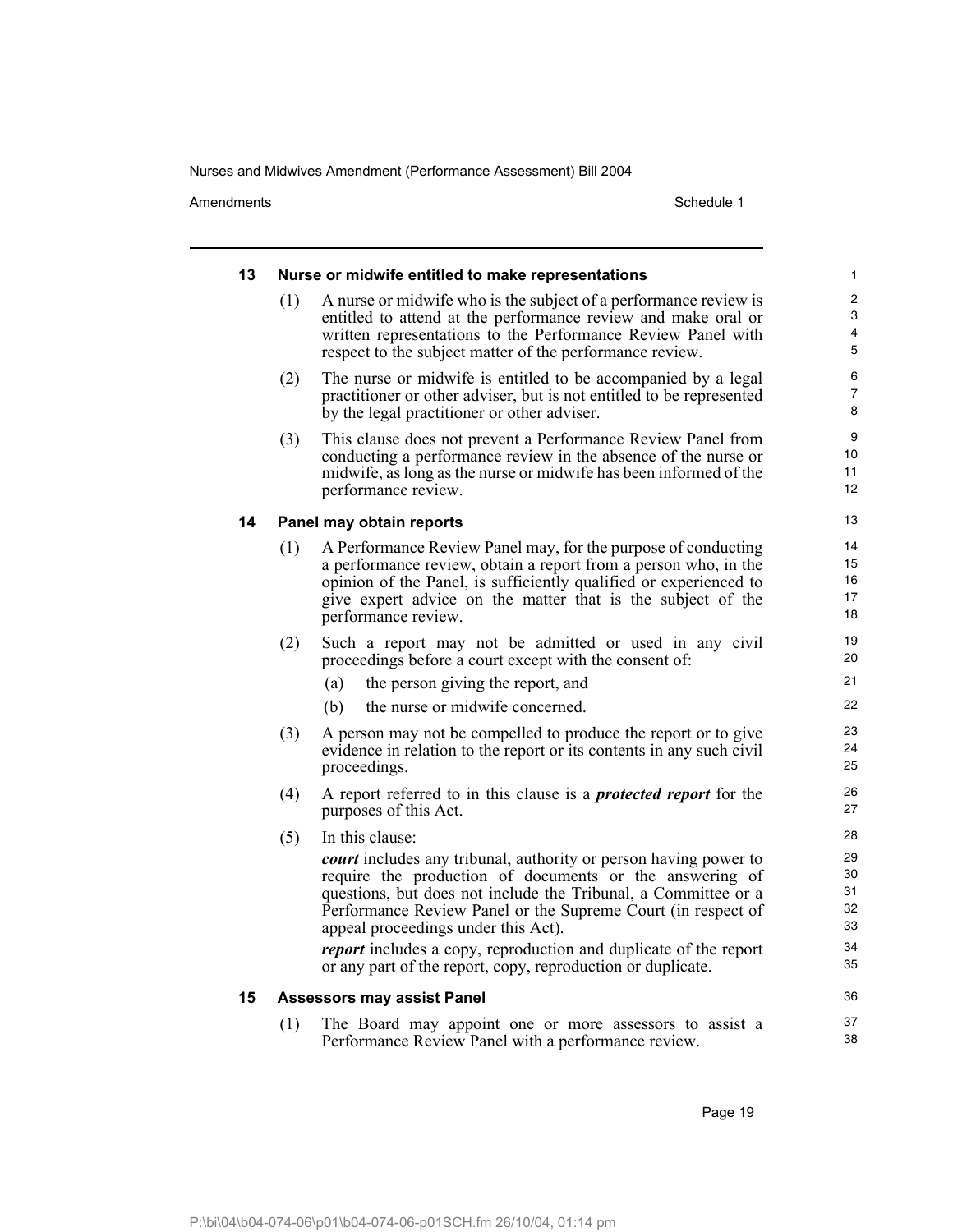#### 13 Nurse or midwife entitled to make representations

(1) A nurse or midwife who is the subject of a performance review is entitled to attend at the performance review and make oral or written representations to the Performance Review Panel with respect to the subject matter of the performance review.

(2) The nurse or midwife is entitled to be accompanied by a legal practitioner or other adviser, but is not entitled to be represented by the legal practitioner or other adviser.

(3) This clause does not prevent a Performance Review Panel from conducting a performance review in the absence of the nurse or midwife, as long as the nurse or midwife has been informed of the performance review.

#### 14 Panel may obtain reports

(1) A Performance Review Panel may, for the purpose of conducting a performance review, obtain a report from a person who, in the opinion of the Panel, is sufficiently qualified or experienced to give expert advice on the matter that is the subject of the performance review.

(2) Such a report may not be admitted or used in any civil proceedings before a court except with the consent of:

(a) the person giving the report, and

(b) the nurse or midwife concerned.

(3) A person may not be compelled to produce the report or to give evidence in relation to the report or its contents in any such civil proceedings.

(4) A report referred to in this clause is a ***protected report*** for the purposes of this Act.

(5) In this clause:

***court*** includes any tribunal, authority or person having power to require the production of documents or the answering of questions, but does not include the Tribunal, a Committee or a Performance Review Panel or the Supreme Court (in respect of appeal proceedings under this Act).

***report*** includes a copy, reproduction and duplicate of the report or any part of the report, copy, reproduction or duplicate.

#### 15 Assessors may assist Panel

(1) The Board may appoint one or more assessors to assist a Performance Review Panel with a performance review.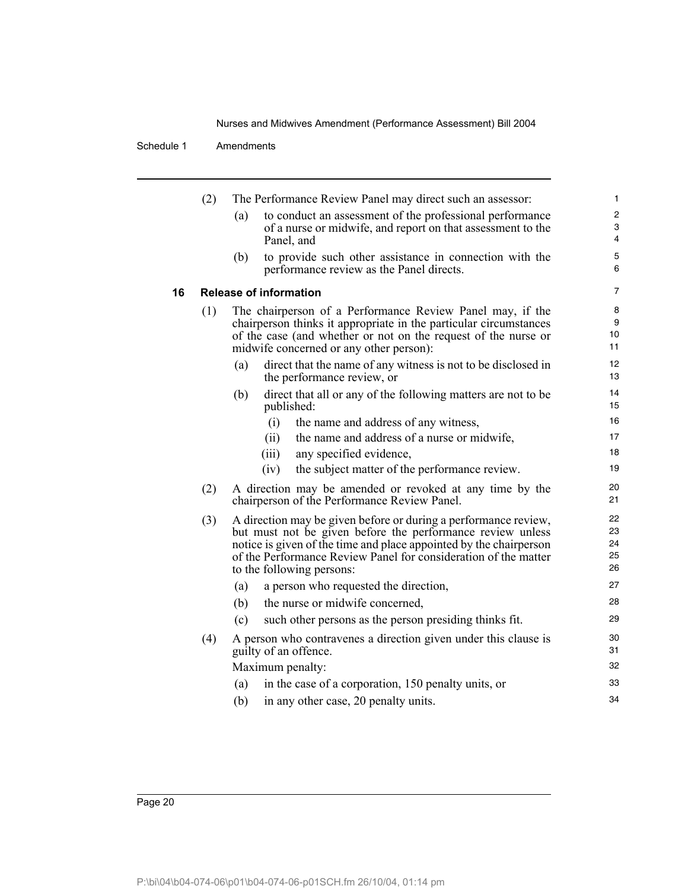(2) The Performance Review Panel may direct such an assessor:

(a) to conduct an assessment of the professional performance of a nurse or midwife, and report on that assessment to the Panel, and

(b) to provide such other assistance in connection with the performance review as the Panel directs.

### 16 Release of information

(1) The chairperson of a Performance Review Panel may, if the chairperson thinks it appropriate in the particular circumstances of the case (and whether or not on the request of the nurse or midwife concerned or any other person):

(a) direct that the name of any witness is not to be disclosed in the performance review, or

(b) direct that all or any of the following matters are not to be published:

(i) the name and address of any witness,

(ii) the name and address of a nurse or midwife,

(iii) any specified evidence,

(iv) the subject matter of the performance review.

(2) A direction may be amended or revoked at any time by the chairperson of the Performance Review Panel.

(3) A direction may be given before or during a performance review, but must not be given before the performance review unless notice is given of the time and place appointed by the chairperson of the Performance Review Panel for consideration of the matter to the following persons:

(a) a person who requested the direction,

(b) the nurse or midwife concerned,

(c) such other persons as the person presiding thinks fit.

(4) A person who contravenes a direction given under this clause is guilty of an offence.

Maximum penalty:

(a) in the case of a corporation, 150 penalty units, or

(b) in any other case, 20 penalty units.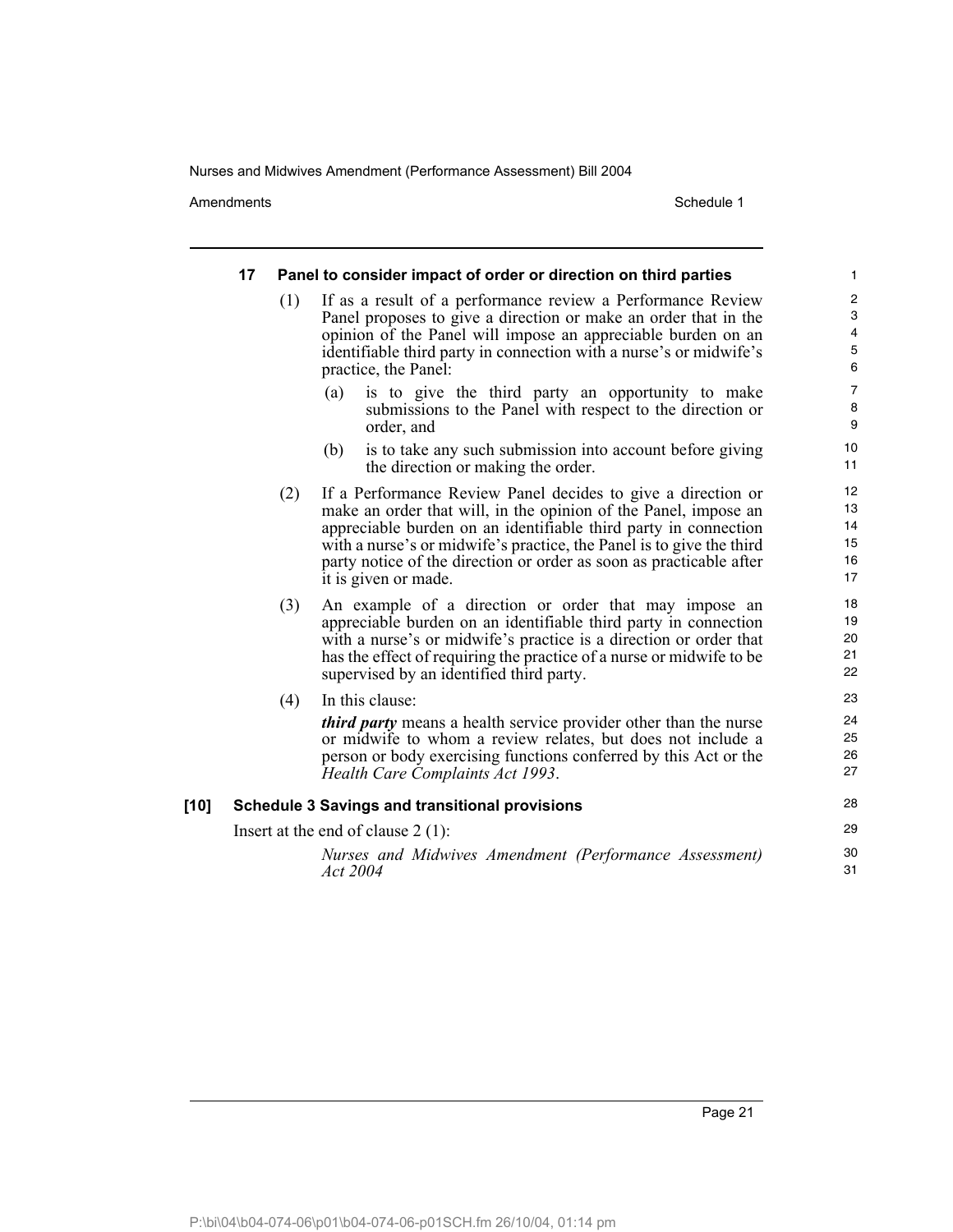### 17 Panel to consider impact of order or direction on third parties

(1) If as a result of a performance review a Performance Review Panel proposes to give a direction or make an order that in the opinion of the Panel will impose an appreciable burden on an identifiable third party in connection with a nurse's or midwife's practice, the Panel:

(a) is to give the third party an opportunity to make submissions to the Panel with respect to the direction or order, and

(b) is to take any such submission into account before giving the direction or making the order.

(2) If a Performance Review Panel decides to give a direction or make an order that will, in the opinion of the Panel, impose an appreciable burden on an identifiable third party in connection with a nurse's or midwife's practice, the Panel is to give the third party notice of the direction or order as soon as practicable after it is given or made.

(3) An example of a direction or order that may impose an appreciable burden on an identifiable third party in connection with a nurse's or midwife's practice is a direction or order that has the effect of requiring the practice of a nurse or midwife to be supervised by an identified third party.

(4) In this clause:

***third party*** means a health service provider other than the nurse or midwife to whom a review relates, but does not include a person or body exercising functions conferred by this Act or the *Health Care Complaints Act 1993*.

### [10] Schedule 3 Savings and transitional provisions

Insert at the end of clause 2 (1):

*Nurses and Midwives Amendment (Performance Assessment) Act 2004*